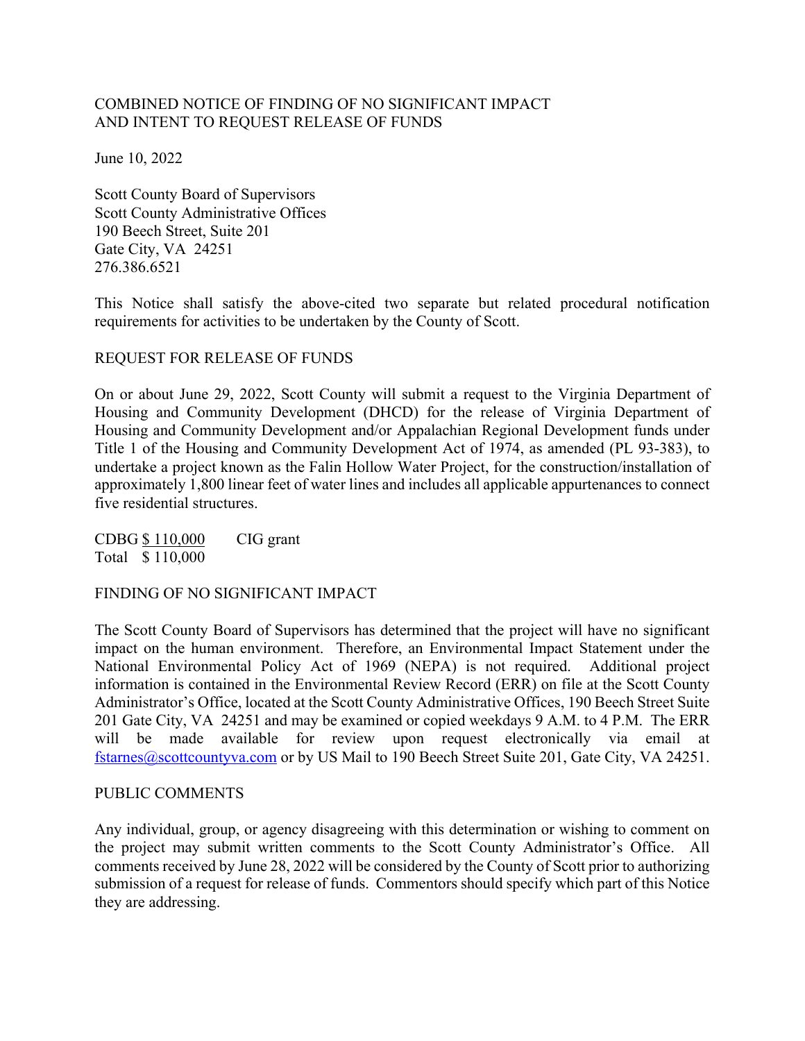# COMBINED NOTICE OF FINDING OF NO SIGNIFICANT IMPACT AND INTENT TO REQUEST RELEASE OF FUNDS

June 10, 2022

Scott County Board of Supervisors
Scott County Administrative Offices
190 Beech Street, Suite 201
Gate City, VA 24251
276.386.6521

This Notice shall satisfy the above-cited two separate but related procedural notification requirements for activities to be undertaken by the County of Scott.

## REQUEST FOR RELEASE OF FUNDS

On or about June 29, 2022, Scott County will submit a request to the Virginia Department of Housing and Community Development (DHCD) for the release of Virginia Department of Housing and Community Development and/or Appalachian Regional Development funds under Title 1 of the Housing and Community Development Act of 1974, as amended (PL 93-383), to undertake a project known as the Falin Hollow Water Project, for the construction/installation of approximately 1,800 linear feet of water lines and includes all applicable appurtenances to connect five residential structures.

CDBG $ 110,000 CIG grant
Total $ 110,000

## FINDING OF NO SIGNIFICANT IMPACT

The Scott County Board of Supervisors has determined that the project will have no significant impact on the human environment. Therefore, an Environmental Impact Statement under the National Environmental Policy Act of 1969 (NEPA) is not required. Additional project information is contained in the Environmental Review Record (ERR) on file at the Scott County Administrator's Office, located at the Scott County Administrative Offices, 190 Beech Street Suite 201 Gate City, VA 24251 and may be examined or copied weekdays 9 A.M. to 4 P.M. The ERR will be made available for review upon request electronically via email at fstarnes@scottcountyva.com or by US Mail to 190 Beech Street Suite 201, Gate City, VA 24251.

## PUBLIC COMMENTS

Any individual, group, or agency disagreeing with this determination or wishing to comment on the project may submit written comments to the Scott County Administrator's Office. All comments received by June 28, 2022 will be considered by the County of Scott prior to authorizing submission of a request for release of funds. Commentors should specify which part of this Notice they are addressing.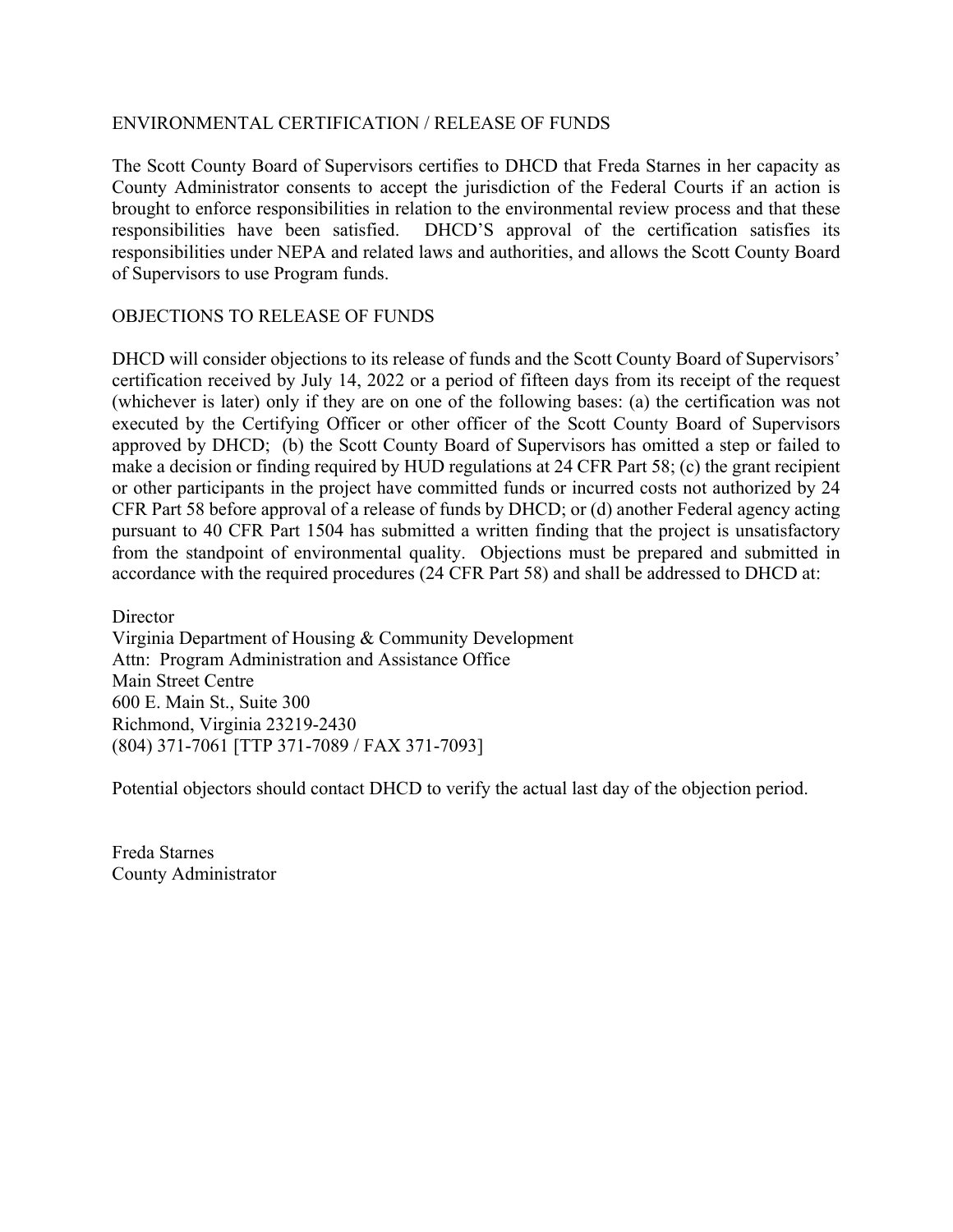## ENVIRONMENTAL CERTIFICATION / RELEASE OF FUNDS

The Scott County Board of Supervisors certifies to DHCD that Freda Starnes in her capacity as County Administrator consents to accept the jurisdiction of the Federal Courts if an action is brought to enforce responsibilities in relation to the environmental review process and that these responsibilities have been satisfied. DHCD'S approval of the certification satisfies its responsibilities under NEPA and related laws and authorities, and allows the Scott County Board of Supervisors to use Program funds.

## OBJECTIONS TO RELEASE OF FUNDS

DHCD will consider objections to its release of funds and the Scott County Board of Supervisors' certification received by July 14, 2022 or a period of fifteen days from its receipt of the request (whichever is later) only if they are on one of the following bases: (a) the certification was not executed by the Certifying Officer or other officer of the Scott County Board of Supervisors approved by DHCD; (b) the Scott County Board of Supervisors has omitted a step or failed to make a decision or finding required by HUD regulations at 24 CFR Part 58; (c) the grant recipient or other participants in the project have committed funds or incurred costs not authorized by 24 CFR Part 58 before approval of a release of funds by DHCD; or (d) another Federal agency acting pursuant to 40 CFR Part 1504 has submitted a written finding that the project is unsatisfactory from the standpoint of environmental quality. Objections must be prepared and submitted in accordance with the required procedures (24 CFR Part 58) and shall be addressed to DHCD at:

Director
Virginia Department of Housing & Community Development
Attn: Program Administration and Assistance Office
Main Street Centre
600 E. Main St., Suite 300
Richmond, Virginia 23219-2430
(804) 371-7061 [TTP 371-7089 / FAX 371-7093]

Potential objectors should contact DHCD to verify the actual last day of the objection period.

Freda Starnes
County Administrator